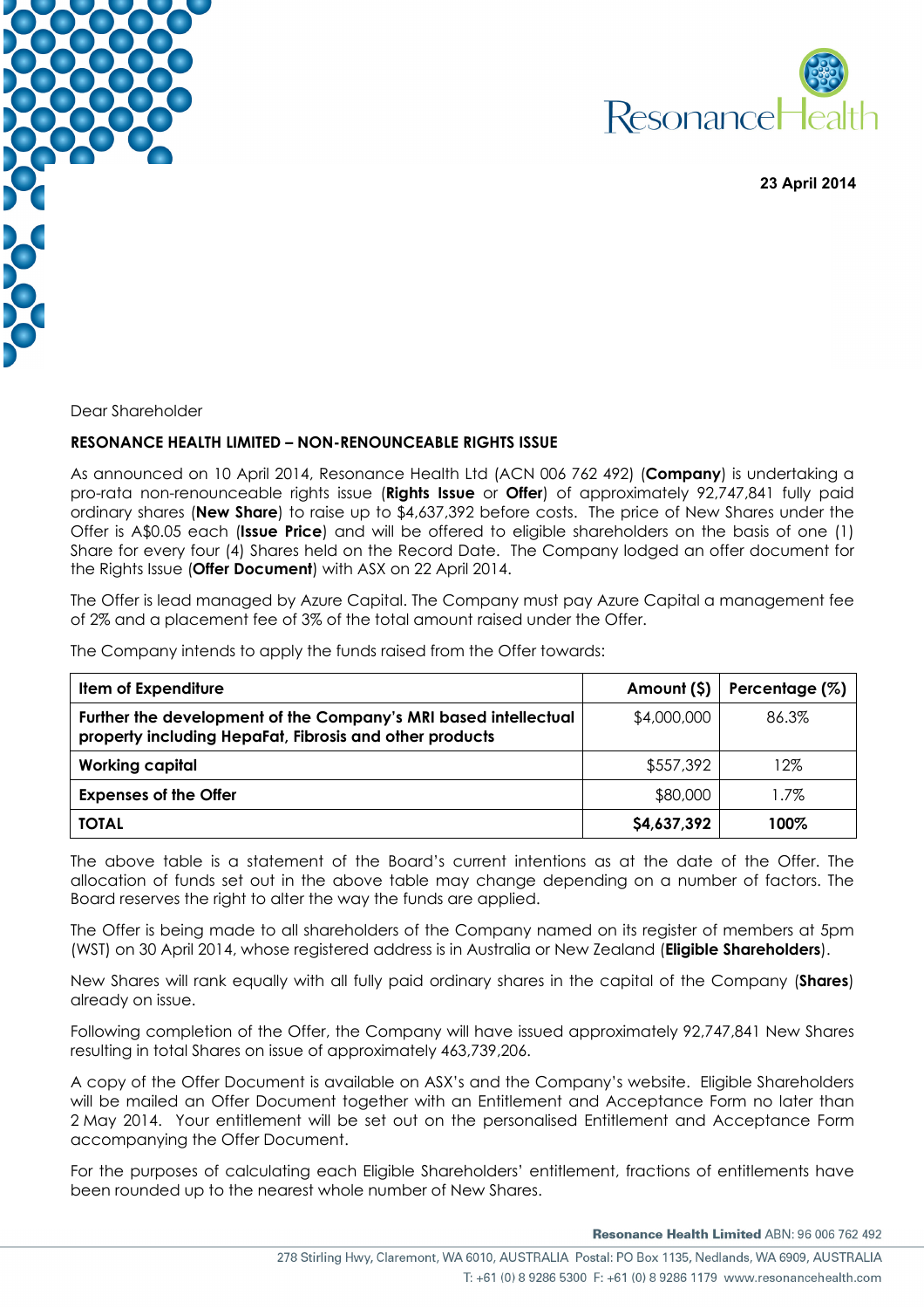**23 April 2014**

Dear Shareholder

**RESONANCE HEALTH LIMITED – NON-RENOUNCEABLE RIGHTS ISSUE**

As announced on 10 April 2014, Resonance Health Ltd (ACN 006 762 492) (**Company**) is undertaking a pro-rata non-renounceable rights issue (**Rights Issue** or **Offer**) of approximately 92,747,841 fully paid ordinary shares (**New Share**) to raise up to $4,637,392 before costs. The price of New Shares under the Offer is A$0.05 each (**Issue Price**) and will be offered to eligible shareholders on the basis of one (1) Share for every four (4) Shares held on the Record Date. The Company lodged an offer document for the Rights Issue (**Offer Document**) with ASX on 22 April 2014.

The Offer is lead managed by Azure Capital. The Company must pay Azure Capital a management fee of 2% and a placement fee of 3% of the total amount raised under the Offer.

The Company intends to apply the funds raised from the Offer towards:

| Item of Expenditure | Amount ($) | Percentage (%) |
|---|---|---|
| **Further the development of the Company's MRI based intellectual property including HepaFat, Fibrosis and other products** | $4,000,000 | 86.3% |
| **Working capital** | $557,392 | 12% |
| **Expenses of the Offer** | $80,000 | 1.7% |
| **TOTAL** | **$4,637,392** | **100%** |

The above table is a statement of the Board's current intentions as at the date of the Offer. The allocation of funds set out in the above table may change depending on a number of factors. The Board reserves the right to alter the way the funds are applied.

The Offer is being made to all shareholders of the Company named on its register of members at 5pm (WST) on 30 April 2014, whose registered address is in Australia or New Zealand (**Eligible Shareholders**).

New Shares will rank equally with all fully paid ordinary shares in the capital of the Company (**Shares**) already on issue.

Following completion of the Offer, the Company will have issued approximately 92,747,841 New Shares resulting in total Shares on issue of approximately 463,739,206.

A copy of the Offer Document is available on ASX's and the Company's website. Eligible Shareholders will be mailed an Offer Document together with an Entitlement and Acceptance Form no later than 2 May 2014. Your entitlement will be set out on the personalised Entitlement and Acceptance Form accompanying the Offer Document.

For the purposes of calculating each Eligible Shareholders' entitlement, fractions of entitlements have been rounded up to the nearest whole number of New Shares.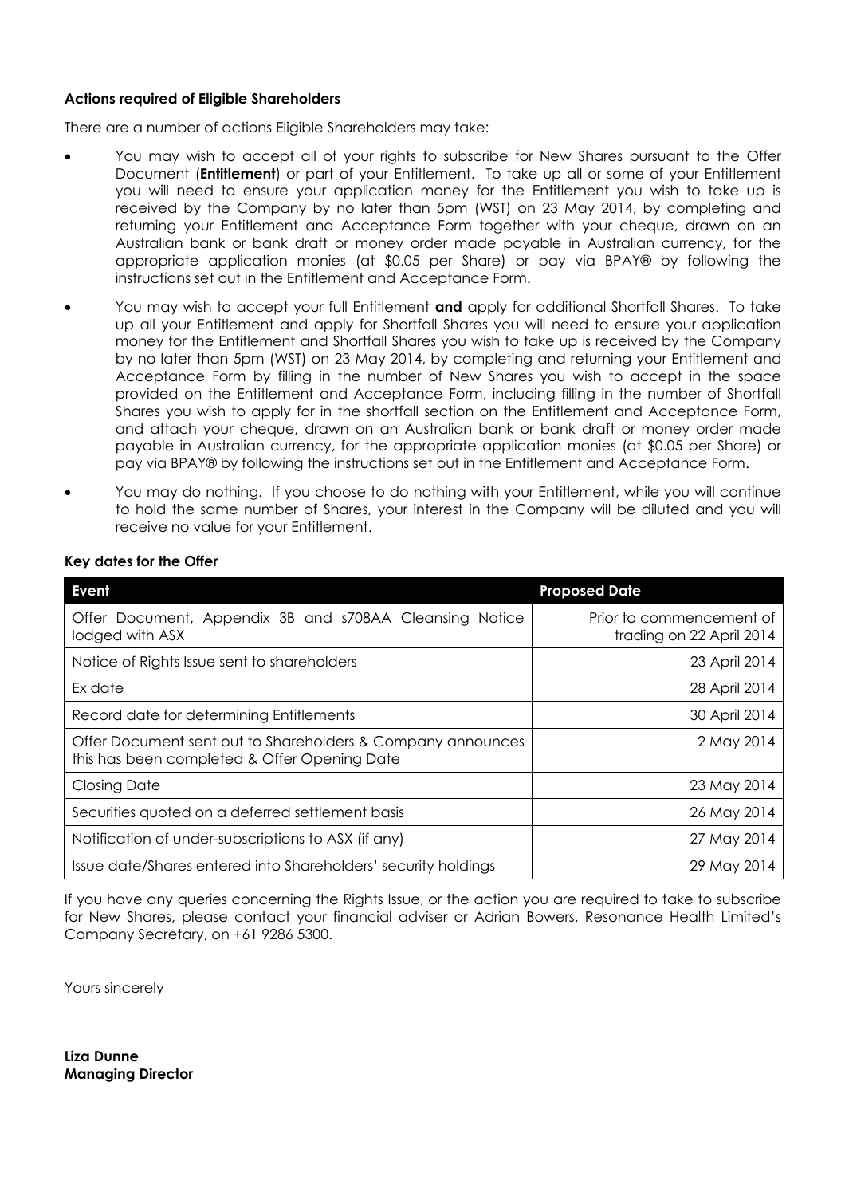**Actions required of Eligible Shareholders**

There are a number of actions Eligible Shareholders may take:

- You may wish to accept all of your rights to subscribe for New Shares pursuant to the Offer Document (**Entitlement**) or part of your Entitlement. To take up all or some of your Entitlement you will need to ensure your application money for the Entitlement you wish to take up is received by the Company by no later than 5pm (WST) on 23 May 2014, by completing and returning your Entitlement and Acceptance Form together with your cheque, drawn on an Australian bank or bank draft or money order made payable in Australian currency, for the appropriate application monies (at $0.05 per Share) or pay via BPAY® by following the instructions set out in the Entitlement and Acceptance Form.
- You may wish to accept your full Entitlement **and** apply for additional Shortfall Shares. To take up all your Entitlement and apply for Shortfall Shares you will need to ensure your application money for the Entitlement and Shortfall Shares you wish to take up is received by the Company by no later than 5pm (WST) on 23 May 2014, by completing and returning your Entitlement and Acceptance Form by filling in the number of New Shares you wish to accept in the space provided on the Entitlement and Acceptance Form, including filling in the number of Shortfall Shares you wish to apply for in the shortfall section on the Entitlement and Acceptance Form, and attach your cheque, drawn on an Australian bank or bank draft or money order made payable in Australian currency, for the appropriate application monies (at $0.05 per Share) or pay via BPAY® by following the instructions set out in the Entitlement and Acceptance Form.
- You may do nothing. If you choose to do nothing with your Entitlement, while you will continue to hold the same number of Shares, your interest in the Company will be diluted and you will receive no value for your Entitlement.

**Key dates for the Offer**

| Event | Proposed Date |
|---|---|
| Offer Document, Appendix 3B and s708AA Cleansing Notice lodged with ASX | Prior to commencement of trading on 22 April 2014 |
| Notice of Rights Issue sent to shareholders | 23 April 2014 |
| Ex date | 28 April 2014 |
| Record date for determining Entitlements | 30 April 2014 |
| Offer Document sent out to Shareholders & Company announces this has been completed & Offer Opening Date | 2 May 2014 |
| Closing Date | 23 May 2014 |
| Securities quoted on a deferred settlement basis | 26 May 2014 |
| Notification of under-subscriptions to ASX (if any) | 27 May 2014 |
| Issue date/Shares entered into Shareholders' security holdings | 29 May 2014 |

If you have any queries concerning the Rights Issue, or the action you are required to take to subscribe for New Shares, please contact your financial adviser or Adrian Bowers, Resonance Health Limited's Company Secretary, on +61 9286 5300.

Yours sincerely

**Liza Dunne**
**Managing Director**